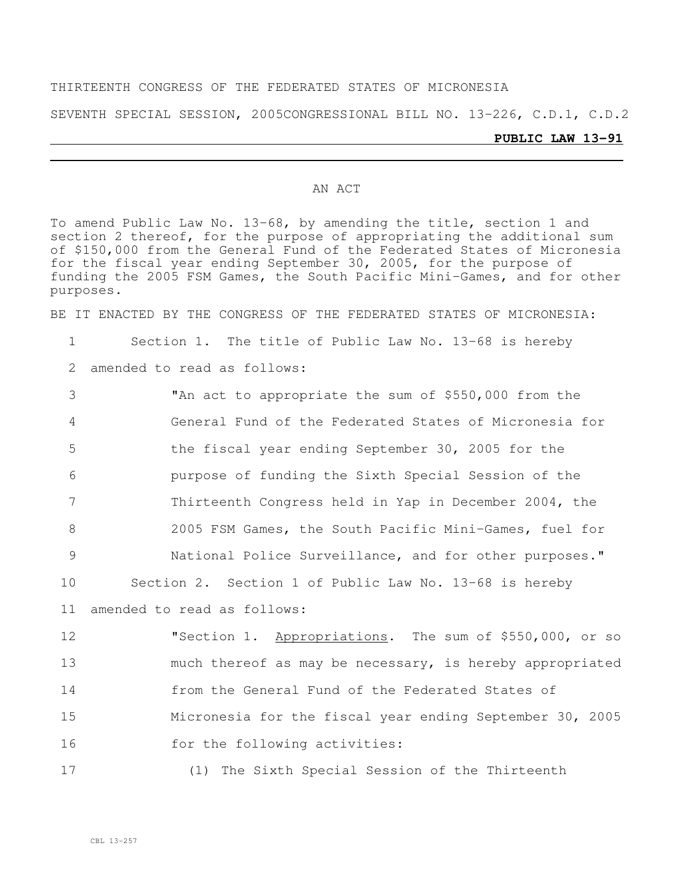THIRTEENTH CONGRESS OF THE FEDERATED STATES OF MICRONESIA

SEVENTH SPECIAL SESSION, 2005 CONGRESSIONAL BILL NO. 13-226, C.D.1, C.D.2

**PUBLIC LAW 13-91**

AN ACT

To amend Public Law No. 13-68, by amending the title, section 1 and section 2 thereof, for the purpose of appropriating the additional sum of $150,000 from the General Fund of the Federated States of Micronesia for the fiscal year ending September 30, 2005, for the purpose of funding the 2005 FSM Games, the South Pacific Mini-Games, and for other purposes.

BE IT ENACTED BY THE CONGRESS OF THE FEDERATED STATES OF MICRONESIA:

1 Section 1. The title of Public Law No. 13-68 is hereby
2 amended to read as follows:
3 "An act to appropriate the sum of $550,000 from the
4 General Fund of the Federated States of Micronesia for
5 the fiscal year ending September 30, 2005 for the
6 purpose of funding the Sixth Special Session of the
7 Thirteenth Congress held in Yap in December 2004, the
8 2005 FSM Games, the South Pacific Mini-Games, fuel for
9 National Police Surveillance, and for other purposes."
10 Section 2. Section 1 of Public Law No. 13-68 is hereby
11 amended to read as follows:
12 "Section 1. Appropriations. The sum of $550,000, or so
13 much thereof as may be necessary, is hereby appropriated
14 from the General Fund of the Federated States of
15 Micronesia for the fiscal year ending September 30, 2005
16 for the following activities:
17 (1) The Sixth Special Session of the Thirteenth

CBL 13-257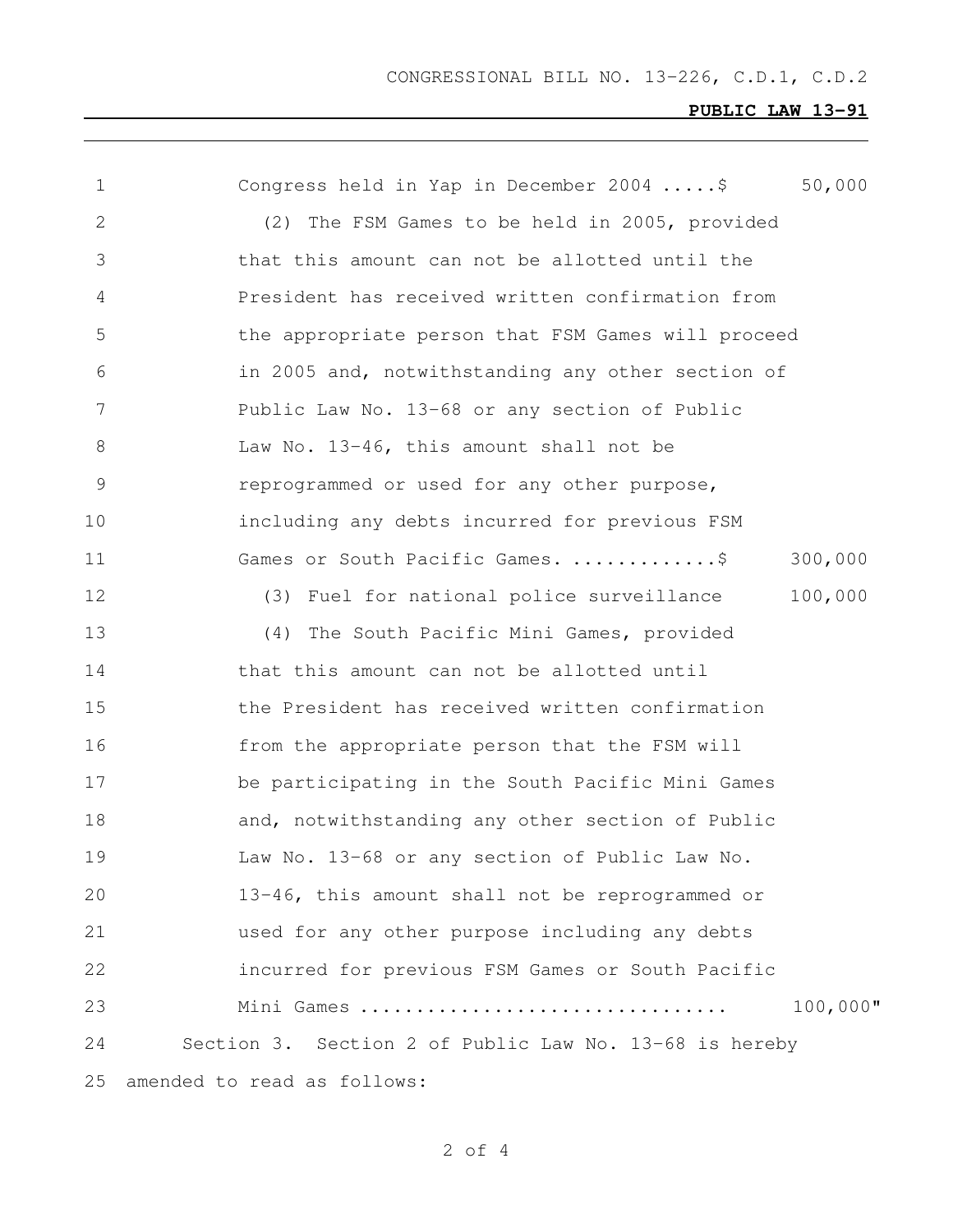Congress held in Yap in December 2004 .....$ 50,000

(2) The FSM Games to be held in 2005, provided that this amount can not be allotted until the President has received written confirmation from the appropriate person that FSM Games will proceed in 2005 and, notwithstanding any other section of Public Law No. 13-68 or any section of Public Law No. 13-46, this amount shall not be reprogrammed or used for any other purpose, including any debts incurred for previous FSM Games or South Pacific Games. .............$ 300,000

(3) Fuel for national police surveillance 100,000

(4) The South Pacific Mini Games, provided that this amount can not be allotted until the President has received written confirmation from the appropriate person that the FSM will be participating in the South Pacific Mini Games and, notwithstanding any other section of Public Law No. 13-68 or any section of Public Law No. 13-46, this amount shall not be reprogrammed or used for any other purpose including any debts incurred for previous FSM Games or South Pacific Mini Games ................................ 100,000"

Section 3. Section 2 of Public Law No. 13-68 is hereby amended to read as follows: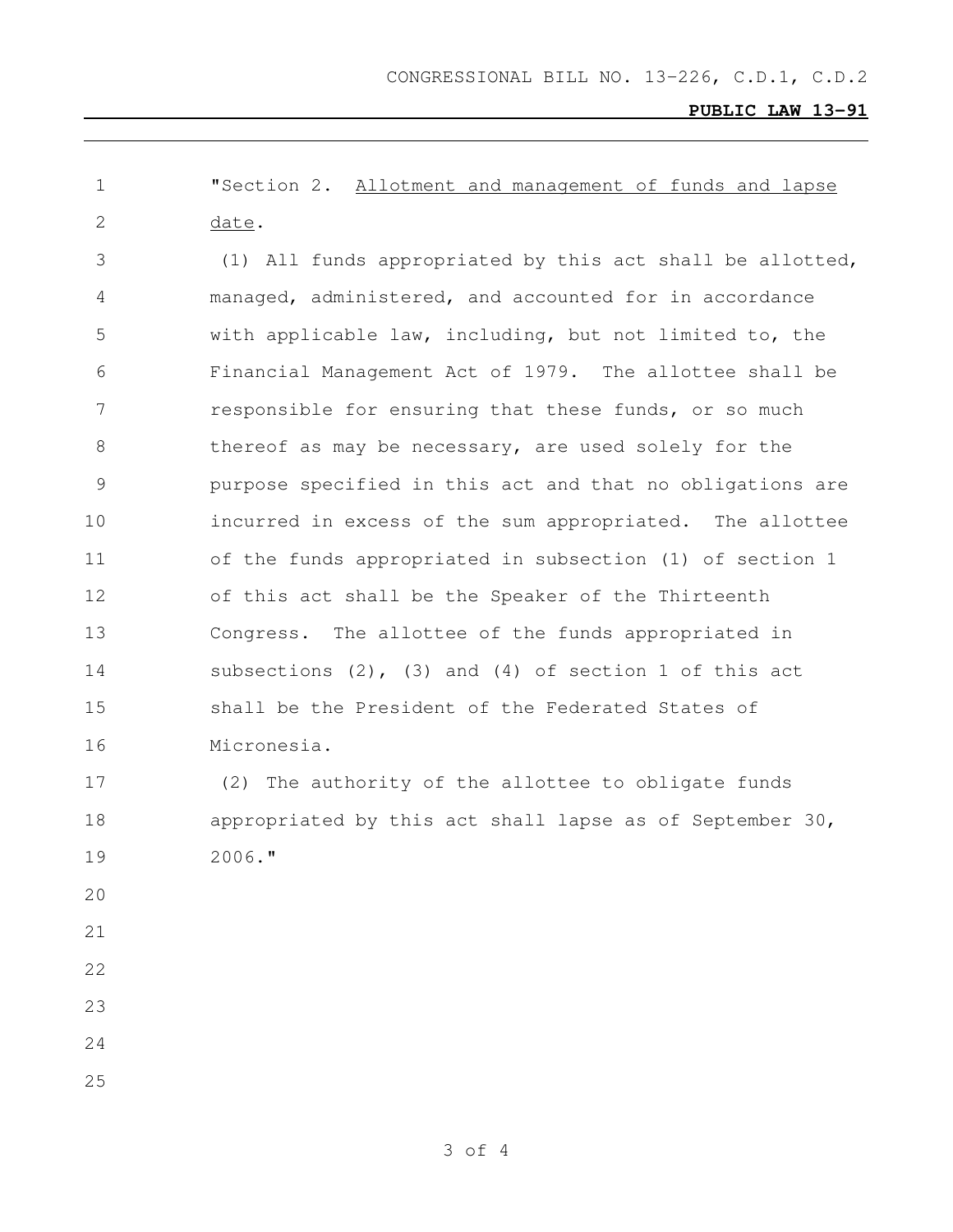"Section 2. Allotment and management of funds and lapse date.

(1) All funds appropriated by this act shall be allotted, managed, administered, and accounted for in accordance with applicable law, including, but not limited to, the Financial Management Act of 1979. The allottee shall be responsible for ensuring that these funds, or so much thereof as may be necessary, are used solely for the purpose specified in this act and that no obligations are incurred in excess of the sum appropriated. The allottee of the funds appropriated in subsection (1) of section 1 of this act shall be the Speaker of the Thirteenth Congress. The allottee of the funds appropriated in subsections (2), (3) and (4) of section 1 of this act shall be the President of the Federated States of Micronesia.

(2) The authority of the allottee to obligate funds appropriated by this act shall lapse as of September 30, 2006."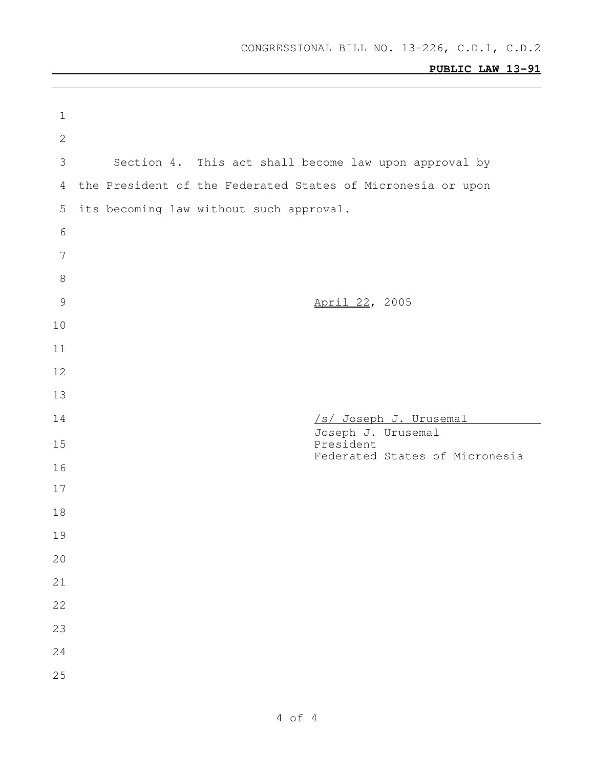Section 4. This act shall become law upon approval by the President of the Federated States of Micronesia or upon its becoming law without such approval.

April 22, 2005

/s/ Joseph J. Urusemal

Joseph J. Urusemal
President
Federated States of Micronesia